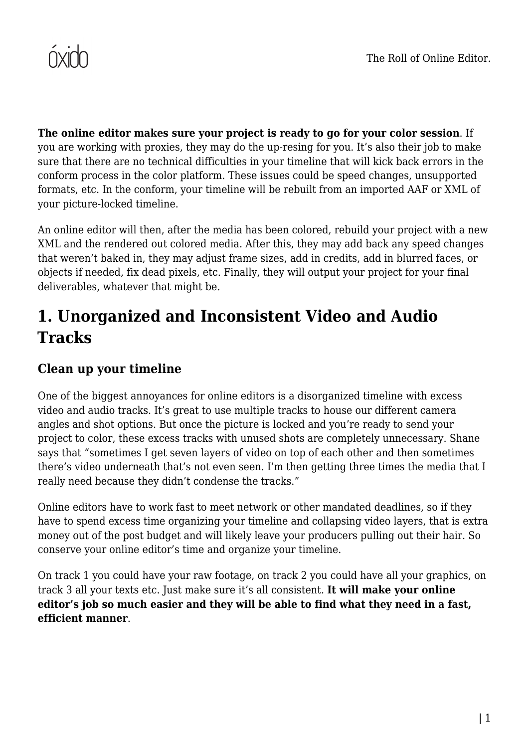**The online editor makes sure your project is ready to go for your color session**. If you are working with proxies, they may do the up-resing for you. It's also their job to make sure that there are no technical difficulties in your timeline that will kick back errors in the conform process in the color platform. These issues could be speed changes, unsupported formats, etc. In the conform, your timeline will be rebuilt from an imported AAF or XML of your picture-locked timeline.

An online editor will then, after the media has been colored, rebuild your project with a new XML and the rendered out colored media. After this, they may add back any speed changes that weren't baked in, they may adjust frame sizes, add in credits, add in blurred faces, or objects if needed, fix dead pixels, etc. Finally, they will output your project for your final deliverables, whatever that might be.

## 1. Unorganized and Inconsistent Video and Audio Tracks

### Clean up your timeline

One of the biggest annoyances for online editors is a disorganized timeline with excess video and audio tracks. It's great to use multiple tracks to house our different camera angles and shot options. But once the picture is locked and you're ready to send your project to color, these excess tracks with unused shots are completely unnecessary. Shane says that "sometimes I get seven layers of video on top of each other and then sometimes there's video underneath that's not even seen. I'm then getting three times the media that I really need because they didn't condense the tracks."

Online editors have to work fast to meet network or other mandated deadlines, so if they have to spend excess time organizing your timeline and collapsing video layers, that is extra money out of the post budget and will likely leave your producers pulling out their hair. So conserve your online editor's time and organize your timeline.

On track 1 you could have your raw footage, on track 2 you could have all your graphics, on track 3 all your texts etc. Just make sure it's all consistent. **It will make your online editor's job so much easier and they will be able to find what they need in a fast, efficient manner**.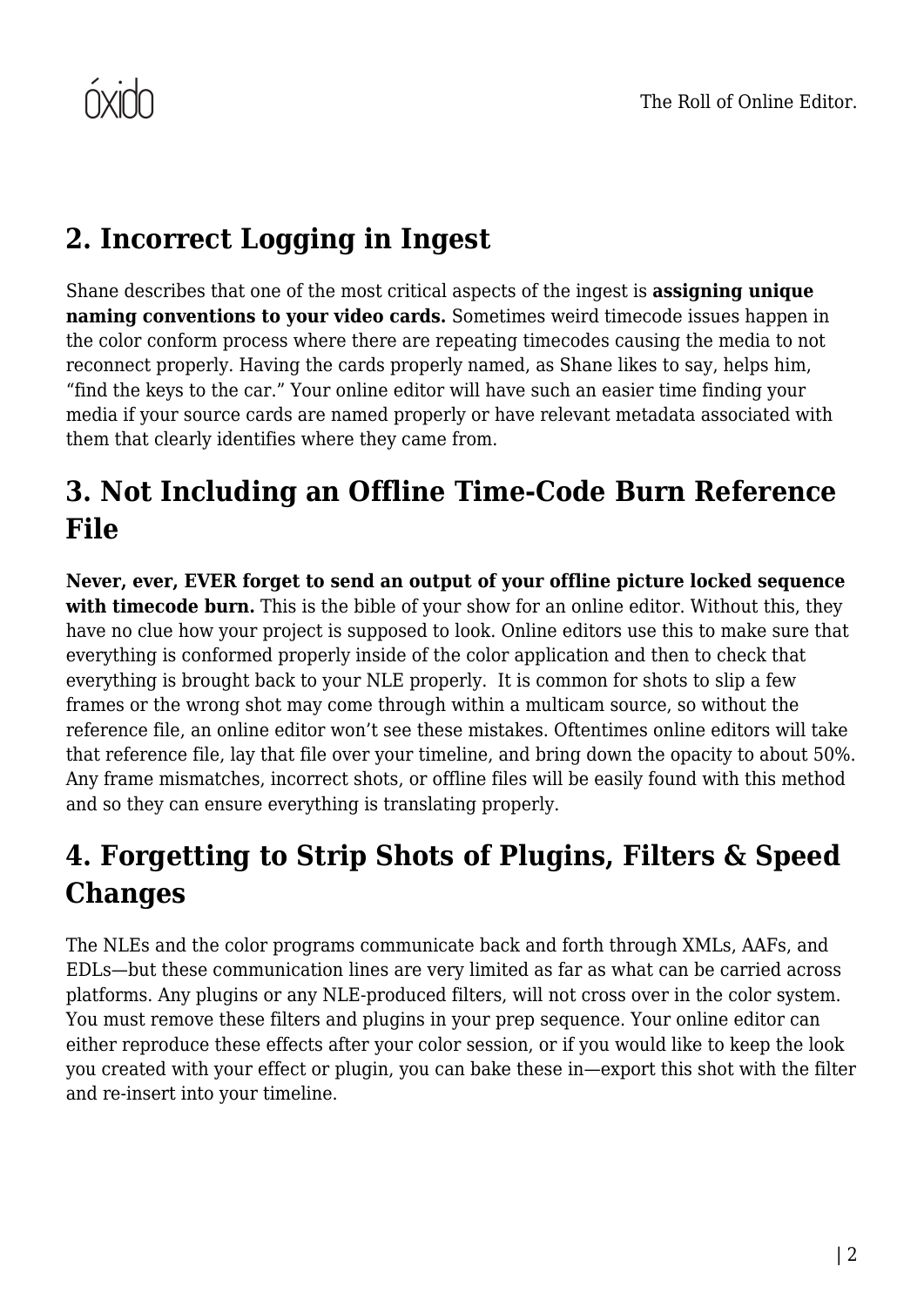## 2. Incorrect Logging in Ingest

Shane describes that one of the most critical aspects of the ingest is **assigning unique naming conventions to your video cards.** Sometimes weird timecode issues happen in the color conform process where there are repeating timecodes causing the media to not reconnect properly. Having the cards properly named, as Shane likes to say, helps him, "find the keys to the car." Your online editor will have such an easier time finding your media if your source cards are named properly or have relevant metadata associated with them that clearly identifies where they came from.

## 3. Not Including an Offline Time-Code Burn Reference File

**Never, ever, EVER forget to send an output of your offline picture locked sequence with timecode burn.** This is the bible of your show for an online editor. Without this, they have no clue how your project is supposed to look. Online editors use this to make sure that everything is conformed properly inside of the color application and then to check that everything is brought back to your NLE properly. It is common for shots to slip a few frames or the wrong shot may come through within a multicam source, so without the reference file, an online editor won't see these mistakes. Oftentimes online editors will take that reference file, lay that file over your timeline, and bring down the opacity to about 50%. Any frame mismatches, incorrect shots, or offline files will be easily found with this method and so they can ensure everything is translating properly.

## 4. Forgetting to Strip Shots of Plugins, Filters & Speed Changes

The NLEs and the color programs communicate back and forth through XMLs, AAFs, and EDLs—but these communication lines are very limited as far as what can be carried across platforms. Any plugins or any NLE-produced filters, will not cross over in the color system. You must remove these filters and plugins in your prep sequence. Your online editor can either reproduce these effects after your color session, or if you would like to keep the look you created with your effect or plugin, you can bake these in—export this shot with the filter and re-insert into your timeline.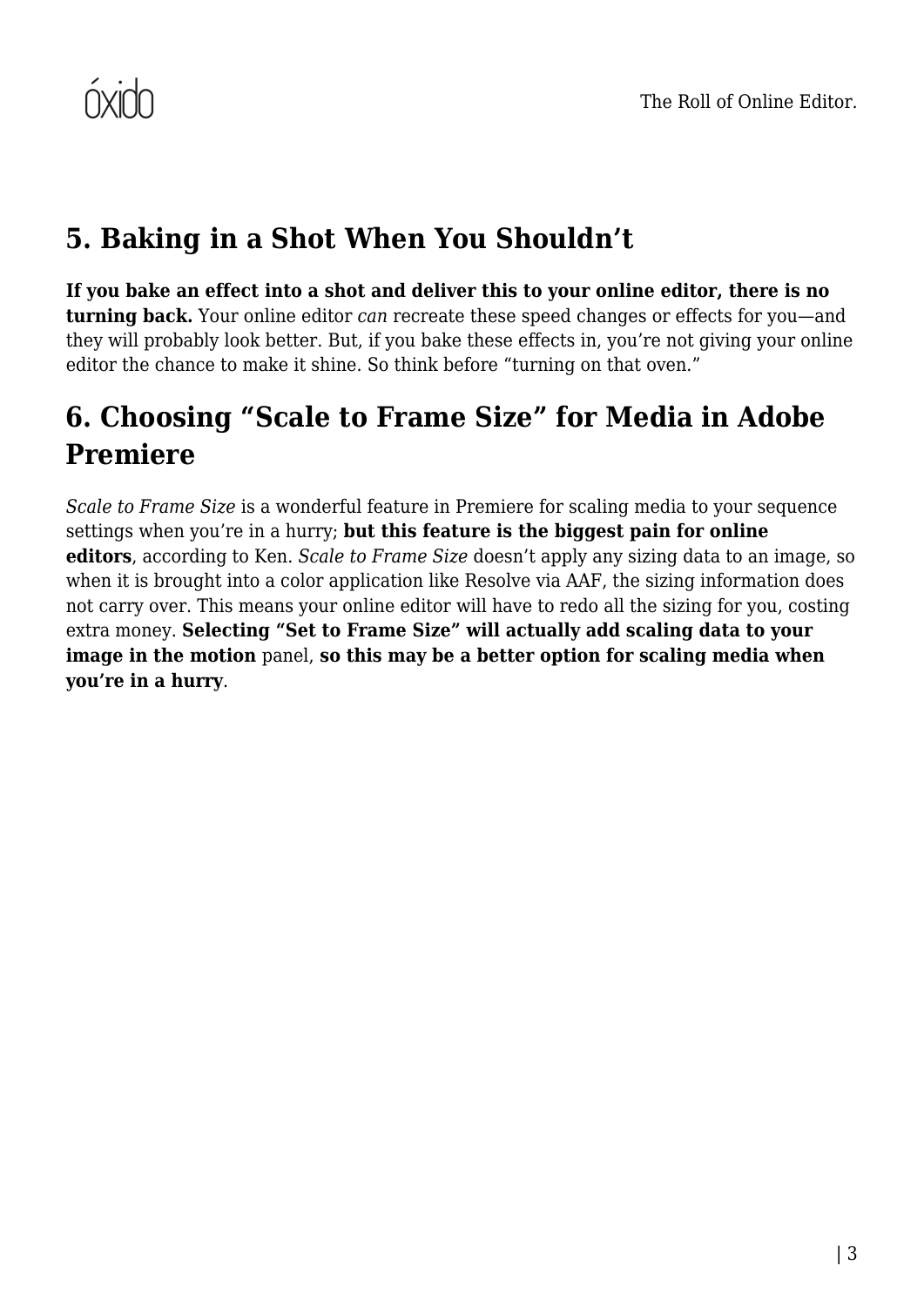## 5. Baking in a Shot When You Shouldn't

**If you bake an effect into a shot and deliver this to your online editor, there is no turning back.** Your online editor *can* recreate these speed changes or effects for you—and they will probably look better. But, if you bake these effects in, you're not giving your online editor the chance to make it shine. So think before "turning on that oven."

## 6. Choosing "Scale to Frame Size" for Media in Adobe Premiere

*Scale to Frame Size* is a wonderful feature in Premiere for scaling media to your sequence settings when you're in a hurry; **but this feature is the biggest pain for online editors**, according to Ken. *Scale to Frame Size* doesn't apply any sizing data to an image, so when it is brought into a color application like Resolve via AAF, the sizing information does not carry over. This means your online editor will have to redo all the sizing for you, costing extra money. **Selecting "Set to Frame Size" will actually add scaling data to your image in the motion** panel, **so this may be a better option for scaling media when you're in a hurry**.